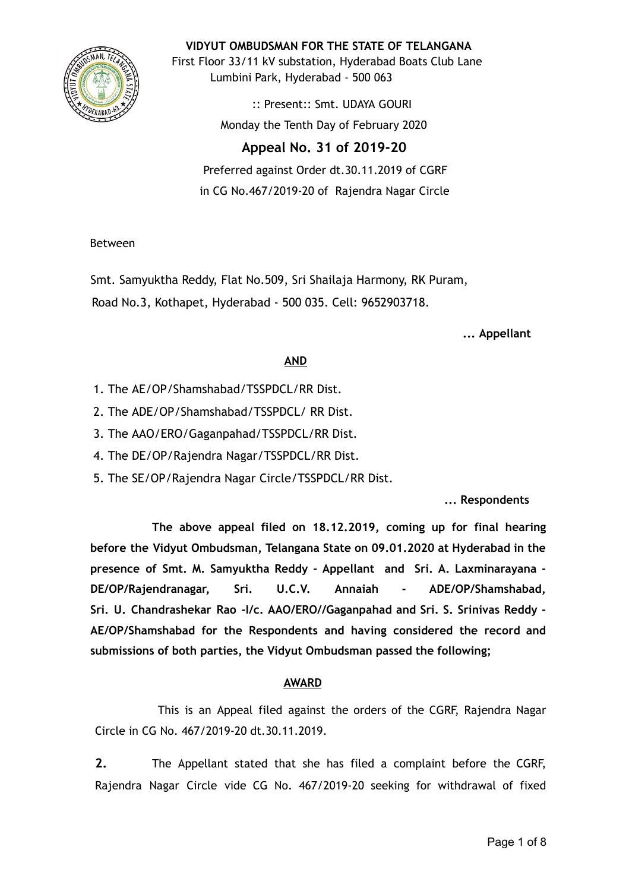**VIDYUT OMBUDSMAN FOR THE STATE OF TELANGANA**

First Floor 33/11 kV substation, Hyderabad Boats Club Lane
Lumbini Park, Hyderabad - 500 063

:: Present:: Smt. UDAYA GOURI

Monday the Tenth Day of February 2020

## Appeal No. 31 of 2019-20

Preferred against Order dt.30.11.2019 of CGRF
in CG No.467/2019-20 of Rajendra Nagar Circle

Between

Smt. Samyuktha Reddy, Flat No.509, Sri Shailaja Harmony, RK Puram, Road No.3, Kothapet, Hyderabad - 500 035. Cell: 9652903718.

**... Appellant**

**AND**

1. The AE/OP/Shamshabad/TSSPDCL/RR Dist.
2. The ADE/OP/Shamshabad/TSSPDCL/ RR Dist.
3. The AAO/ERO/Gaganpahad/TSSPDCL/RR Dist.
4. The DE/OP/Rajendra Nagar/TSSPDCL/RR Dist.
5. The SE/OP/Rajendra Nagar Circle/TSSPDCL/RR Dist.

**... Respondents**

**The above appeal filed on 18.12.2019, coming up for final hearing before the Vidyut Ombudsman, Telangana State on 09.01.2020 at Hyderabad in the presence of Smt. M. Samyuktha Reddy - Appellant and Sri. A. Laxminarayana - DE/OP/Rajendranagar, Sri. U.C.V. Annaiah - ADE/OP/Shamshabad, Sri. U. Chandrashekar Rao -I/c. AAO/ERO//Gaganpahad and Sri. S. Srinivas Reddy - AE/OP/Shamshabad for the Respondents and having considered the record and submissions of both parties, the Vidyut Ombudsman passed the following;**

**AWARD**

This is an Appeal filed against the orders of the CGRF, Rajendra Nagar Circle in CG No. 467/2019-20 dt.30.11.2019.

**2.** The Appellant stated that she has filed a complaint before the CGRF, Rajendra Nagar Circle vide CG No. 467/2019-20 seeking for withdrawal of fixed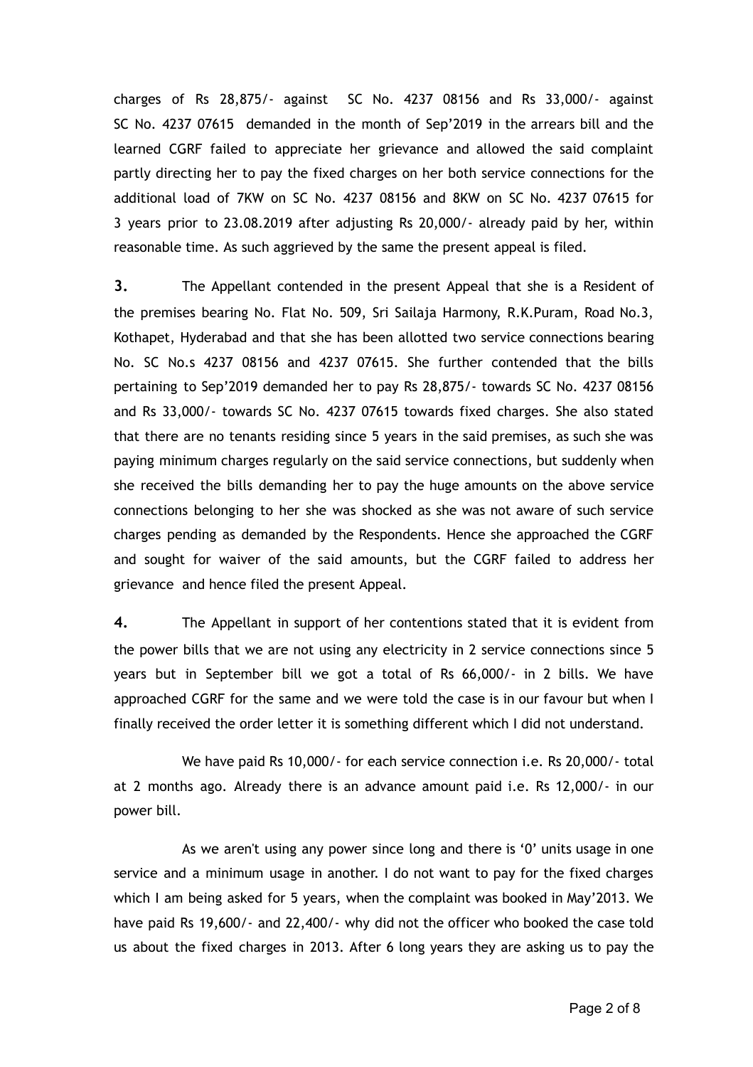charges of Rs 28,875/- against SC No. 4237 08156 and Rs 33,000/- against SC No. 4237 07615 demanded in the month of Sep'2019 in the arrears bill and the learned CGRF failed to appreciate her grievance and allowed the said complaint partly directing her to pay the fixed charges on her both service connections for the additional load of 7KW on SC No. 4237 08156 and 8KW on SC No. 4237 07615 for 3 years prior to 23.08.2019 after adjusting Rs 20,000/- already paid by her, within reasonable time. As such aggrieved by the same the present appeal is filed.

**3.** The Appellant contended in the present Appeal that she is a Resident of the premises bearing No. Flat No. 509, Sri Sailaja Harmony, R.K.Puram, Road No.3, Kothapet, Hyderabad and that she has been allotted two service connections bearing No. SC No.s 4237 08156 and 4237 07615. She further contended that the bills pertaining to Sep'2019 demanded her to pay Rs 28,875/- towards SC No. 4237 08156 and Rs 33,000/- towards SC No. 4237 07615 towards fixed charges. She also stated that there are no tenants residing since 5 years in the said premises, as such she was paying minimum charges regularly on the said service connections, but suddenly when she received the bills demanding her to pay the huge amounts on the above service connections belonging to her she was shocked as she was not aware of such service charges pending as demanded by the Respondents. Hence she approached the CGRF and sought for waiver of the said amounts, but the CGRF failed to address her grievance and hence filed the present Appeal.

**4.** The Appellant in support of her contentions stated that it is evident from the power bills that we are not using any electricity in 2 service connections since 5 years but in September bill we got a total of Rs 66,000/- in 2 bills. We have approached CGRF for the same and we were told the case is in our favour but when I finally received the order letter it is something different which I did not understand.

We have paid Rs 10,000/- for each service connection i.e. Rs 20,000/- total at 2 months ago. Already there is an advance amount paid i.e. Rs 12,000/- in our power bill.

As we aren't using any power since long and there is '0' units usage in one service and a minimum usage in another. I do not want to pay for the fixed charges which I am being asked for 5 years, when the complaint was booked in May'2013. We have paid Rs 19,600/- and 22,400/- why did not the officer who booked the case told us about the fixed charges in 2013. After 6 long years they are asking us to pay the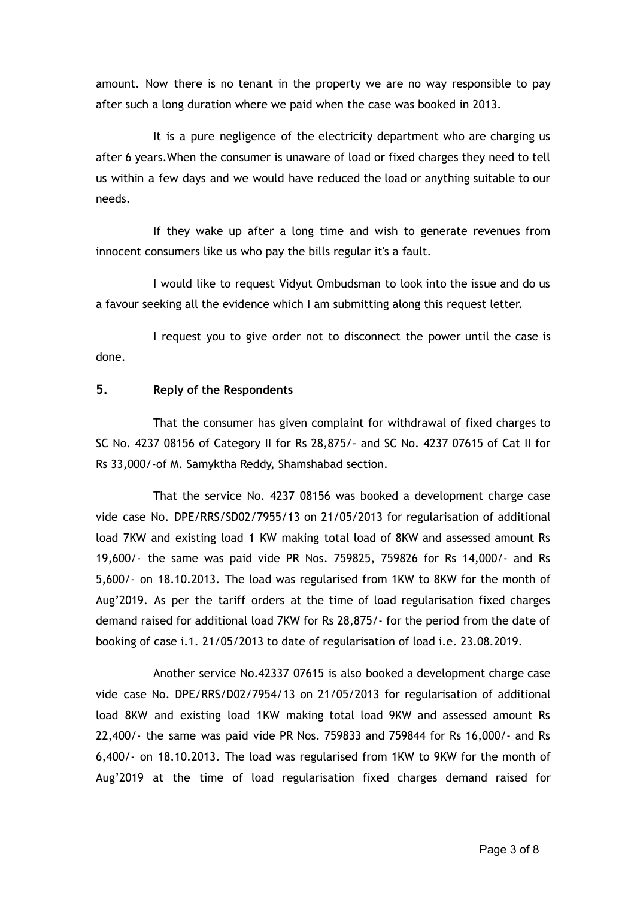amount. Now there is no tenant in the property we are no way responsible to pay after such a long duration where we paid when the case was booked in 2013.

It is a pure negligence of the electricity department who are charging us after 6 years.When the consumer is unaware of load or fixed charges they need to tell us within a few days and we would have reduced the load or anything suitable to our needs.

If they wake up after a long time and wish to generate revenues from innocent consumers like us who pay the bills regular it's a fault.

I would like to request Vidyut Ombudsman to look into the issue and do us a favour seeking all the evidence which I am submitting along this request letter.

I request you to give order not to disconnect the power until the case is done.

## 5. Reply of the Respondents

That the consumer has given complaint for withdrawal of fixed charges to SC No. 4237 08156 of Category II for Rs 28,875/- and SC No. 4237 07615 of Cat II for Rs 33,000/-of M. Samyktha Reddy, Shamshabad section.

That the service No. 4237 08156 was booked a development charge case vide case No. DPE/RRS/SD02/7955/13 on 21/05/2013 for regularisation of additional load 7KW and existing load 1 KW making total load of 8KW and assessed amount Rs 19,600/- the same was paid vide PR Nos. 759825, 759826 for Rs 14,000/- and Rs 5,600/- on 18.10.2013. The load was regularised from 1KW to 8KW for the month of Aug'2019. As per the tariff orders at the time of load regularisation fixed charges demand raised for additional load 7KW for Rs 28,875/- for the period from the date of booking of case i.1. 21/05/2013 to date of regularisation of load i.e. 23.08.2019.

Another service No.42337 07615 is also booked a development charge case vide case No. DPE/RRS/D02/7954/13 on 21/05/2013 for regularisation of additional load 8KW and existing load 1KW making total load 9KW and assessed amount Rs 22,400/- the same was paid vide PR Nos. 759833 and 759844 for Rs 16,000/- and Rs 6,400/- on 18.10.2013. The load was regularised from 1KW to 9KW for the month of Aug'2019 at the time of load regularisation fixed charges demand raised for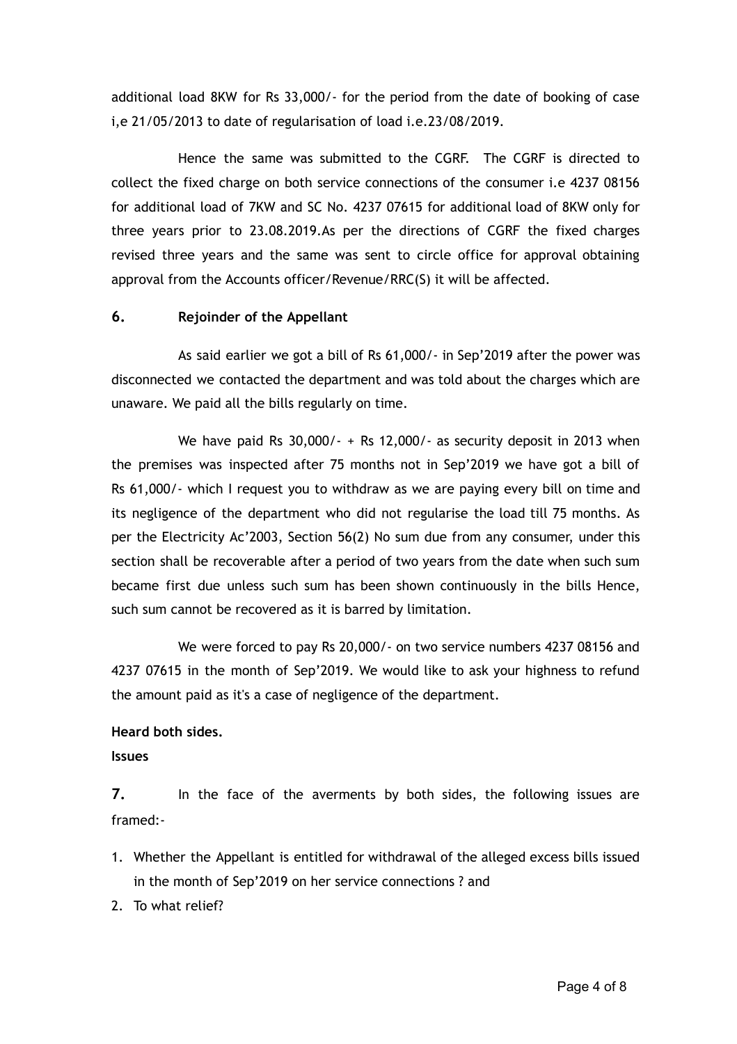additional load 8KW for Rs 33,000/- for the period from the date of booking of case i,e 21/05/2013 to date of regularisation of load i.e.23/08/2019.

Hence the same was submitted to the CGRF. The CGRF is directed to collect the fixed charge on both service connections of the consumer i.e 4237 08156 for additional load of 7KW and SC No. 4237 07615 for additional load of 8KW only for three years prior to 23.08.2019.As per the directions of CGRF the fixed charges revised three years and the same was sent to circle office for approval obtaining approval from the Accounts officer/Revenue/RRC(S) it will be affected.

## 6. Rejoinder of the Appellant

As said earlier we got a bill of Rs 61,000/- in Sep'2019 after the power was disconnected we contacted the department and was told about the charges which are unaware. We paid all the bills regularly on time.

We have paid Rs 30,000/- + Rs 12,000/- as security deposit in 2013 when the premises was inspected after 75 months not in Sep'2019 we have got a bill of Rs 61,000/- which I request you to withdraw as we are paying every bill on time and its negligence of the department who did not regularise the load till 75 months. As per the Electricity Ac'2003, Section 56(2) No sum due from any consumer, under this section shall be recoverable after a period of two years from the date when such sum became first due unless such sum has been shown continuously in the bills Hence, such sum cannot be recovered as it is barred by limitation.

We were forced to pay Rs 20,000/- on two service numbers 4237 08156 and 4237 07615 in the month of Sep'2019. We would like to ask your highness to refund the amount paid as it's a case of negligence of the department.

**Heard both sides.**

**Issues**

**7.** In the face of the averments by both sides, the following issues are framed:-

1. Whether the Appellant is entitled for withdrawal of the alleged excess bills issued in the month of Sep'2019 on her service connections ? and
2. To what relief?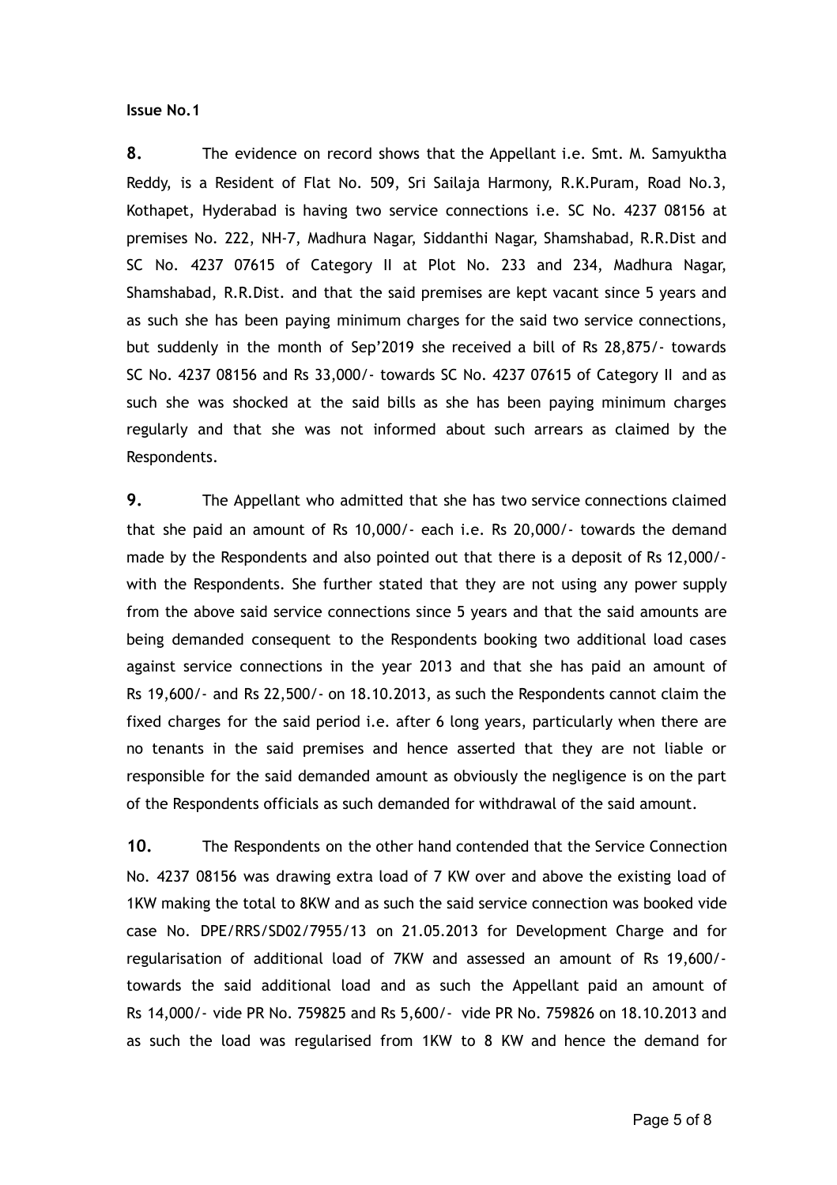**Issue No.1**

**8.** The evidence on record shows that the Appellant i.e. Smt. M. Samyuktha Reddy, is a Resident of Flat No. 509, Sri Sailaja Harmony, R.K.Puram, Road No.3, Kothapet, Hyderabad is having two service connections i.e. SC No. 4237 08156 at premises No. 222, NH-7, Madhura Nagar, Siddanthi Nagar, Shamshabad, R.R.Dist and SC No. 4237 07615 of Category II at Plot No. 233 and 234, Madhura Nagar, Shamshabad, R.R.Dist. and that the said premises are kept vacant since 5 years and as such she has been paying minimum charges for the said two service connections, but suddenly in the month of Sep'2019 she received a bill of Rs 28,875/- towards SC No. 4237 08156 and Rs 33,000/- towards SC No. 4237 07615 of Category II and as such she was shocked at the said bills as she has been paying minimum charges regularly and that she was not informed about such arrears as claimed by the Respondents.

**9.** The Appellant who admitted that she has two service connections claimed that she paid an amount of Rs 10,000/- each i.e. Rs 20,000/- towards the demand made by the Respondents and also pointed out that there is a deposit of Rs 12,000/- with the Respondents. She further stated that they are not using any power supply from the above said service connections since 5 years and that the said amounts are being demanded consequent to the Respondents booking two additional load cases against service connections in the year 2013 and that she has paid an amount of Rs 19,600/- and Rs 22,500/- on 18.10.2013, as such the Respondents cannot claim the fixed charges for the said period i.e. after 6 long years, particularly when there are no tenants in the said premises and hence asserted that they are not liable or responsible for the said demanded amount as obviously the negligence is on the part of the Respondents officials as such demanded for withdrawal of the said amount.

**10.** The Respondents on the other hand contended that the Service Connection No. 4237 08156 was drawing extra load of 7 KW over and above the existing load of 1KW making the total to 8KW and as such the said service connection was booked vide case No. DPE/RRS/SD02/7955/13 on 21.05.2013 for Development Charge and for regularisation of additional load of 7KW and assessed an amount of Rs 19,600/- towards the said additional load and as such the Appellant paid an amount of Rs 14,000/- vide PR No. 759825 and Rs 5,600/- vide PR No. 759826 on 18.10.2013 and as such the load was regularised from 1KW to 8 KW and hence the demand for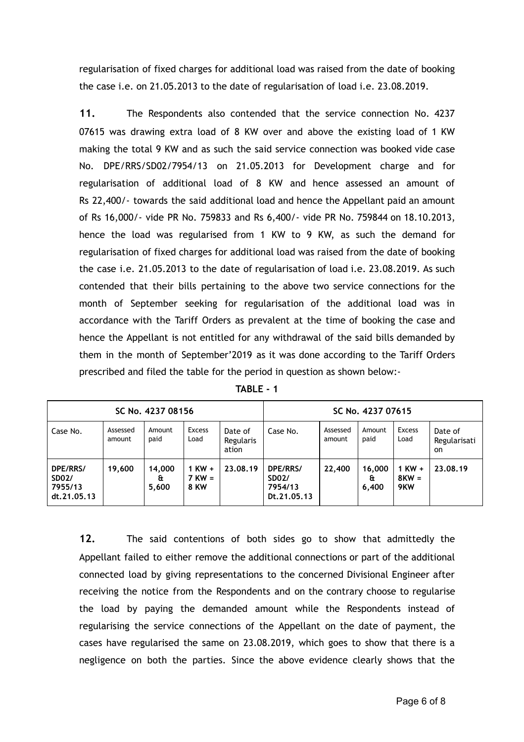regularisation of fixed charges for additional load was raised from the date of booking the case i.e. on 21.05.2013 to the date of regularisation of load i.e. 23.08.2019.

**11.** The Respondents also contended that the service connection No. 4237 07615 was drawing extra load of 8 KW over and above the existing load of 1 KW making the total 9 KW and as such the said service connection was booked vide case No. DPE/RRS/SD02/7954/13 on 21.05.2013 for Development charge and for regularisation of additional load of 8 KW and hence assessed an amount of Rs 22,400/- towards the said additional load and hence the Appellant paid an amount of Rs 16,000/- vide PR No. 759833 and Rs 6,400/- vide PR No. 759844 on 18.10.2013, hence the load was regularised from 1 KW to 9 KW, as such the demand for regularisation of fixed charges for additional load was raised from the date of booking the case i.e. 21.05.2013 to the date of regularisation of load i.e. 23.08.2019. As such contended that their bills pertaining to the above two service connections for the month of September seeking for regularisation of the additional load was in accordance with the Tariff Orders as prevalent at the time of booking the case and hence the Appellant is not entitled for any withdrawal of the said bills demanded by them in the month of September'2019 as it was done according to the Tariff Orders prescribed and filed the table for the period in question as shown below:-

**TABLE - 1**

| SC No. 4237 08156 | | | | | SC No. 4237 07615 | | | | |
|---|---|---|---|---|---|---|---|---|---|
| Case No. | Assessed amount | Amount paid | Excess Load | Date of Regularisation | Case No. | Assessed amount | Amount paid | Excess Load | Date of Regularisation |
| **DPE/RRS/ SD02/ 7955/13 dt.21.05.13** | **19,600** | **14,000 & 5,600** | **1 KW + 7 KW = 8 KW** | **23.08.19** | **DPE/RRS/ SD02/ 7954/13 Dt.21.05.13** | **22,400** | **16,000 & 6,400** | **1 KW + 8KW = 9KW** | **23.08.19** |

**12.** The said contentions of both sides go to show that admittedly the Appellant failed to either remove the additional connections or part of the additional connected load by giving representations to the concerned Divisional Engineer after receiving the notice from the Respondents and on the contrary choose to regularise the load by paying the demanded amount while the Respondents instead of regularising the service connections of the Appellant on the date of payment, the cases have regularised the same on 23.08.2019, which goes to show that there is a negligence on both the parties. Since the above evidence clearly shows that the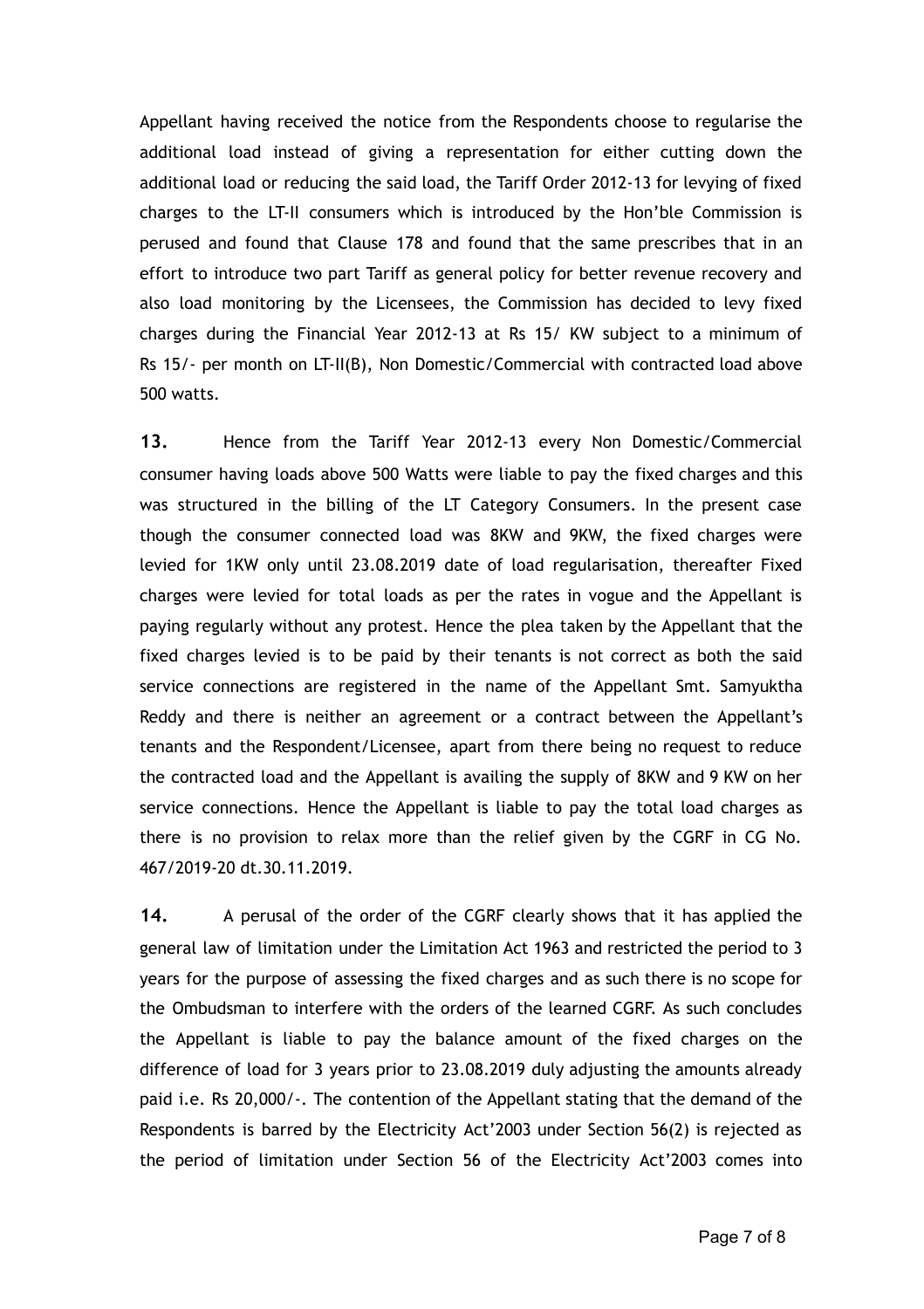Appellant having received the notice from the Respondents choose to regularise the additional load instead of giving a representation for either cutting down the additional load or reducing the said load, the Tariff Order 2012-13 for levying of fixed charges to the LT-II consumers which is introduced by the Hon'ble Commission is perused and found that Clause 178 and found that the same prescribes that in an effort to introduce two part Tariff as general policy for better revenue recovery and also load monitoring by the Licensees, the Commission has decided to levy fixed charges during the Financial Year 2012-13 at Rs 15/ KW subject to a minimum of Rs 15/- per month on LT-II(B), Non Domestic/Commercial with contracted load above 500 watts.

**13.** Hence from the Tariff Year 2012-13 every Non Domestic/Commercial consumer having loads above 500 Watts were liable to pay the fixed charges and this was structured in the billing of the LT Category Consumers. In the present case though the consumer connected load was 8KW and 9KW, the fixed charges were levied for 1KW only until 23.08.2019 date of load regularisation, thereafter Fixed charges were levied for total loads as per the rates in vogue and the Appellant is paying regularly without any protest. Hence the plea taken by the Appellant that the fixed charges levied is to be paid by their tenants is not correct as both the said service connections are registered in the name of the Appellant Smt. Samyuktha Reddy and there is neither an agreement or a contract between the Appellant's tenants and the Respondent/Licensee, apart from there being no request to reduce the contracted load and the Appellant is availing the supply of 8KW and 9 KW on her service connections. Hence the Appellant is liable to pay the total load charges as there is no provision to relax more than the relief given by the CGRF in CG No. 467/2019-20 dt.30.11.2019.

**14.** A perusal of the order of the CGRF clearly shows that it has applied the general law of limitation under the Limitation Act 1963 and restricted the period to 3 years for the purpose of assessing the fixed charges and as such there is no scope for the Ombudsman to interfere with the orders of the learned CGRF. As such concludes the Appellant is liable to pay the balance amount of the fixed charges on the difference of load for 3 years prior to 23.08.2019 duly adjusting the amounts already paid i.e. Rs 20,000/-. The contention of the Appellant stating that the demand of the Respondents is barred by the Electricity Act'2003 under Section 56(2) is rejected as the period of limitation under Section 56 of the Electricity Act'2003 comes into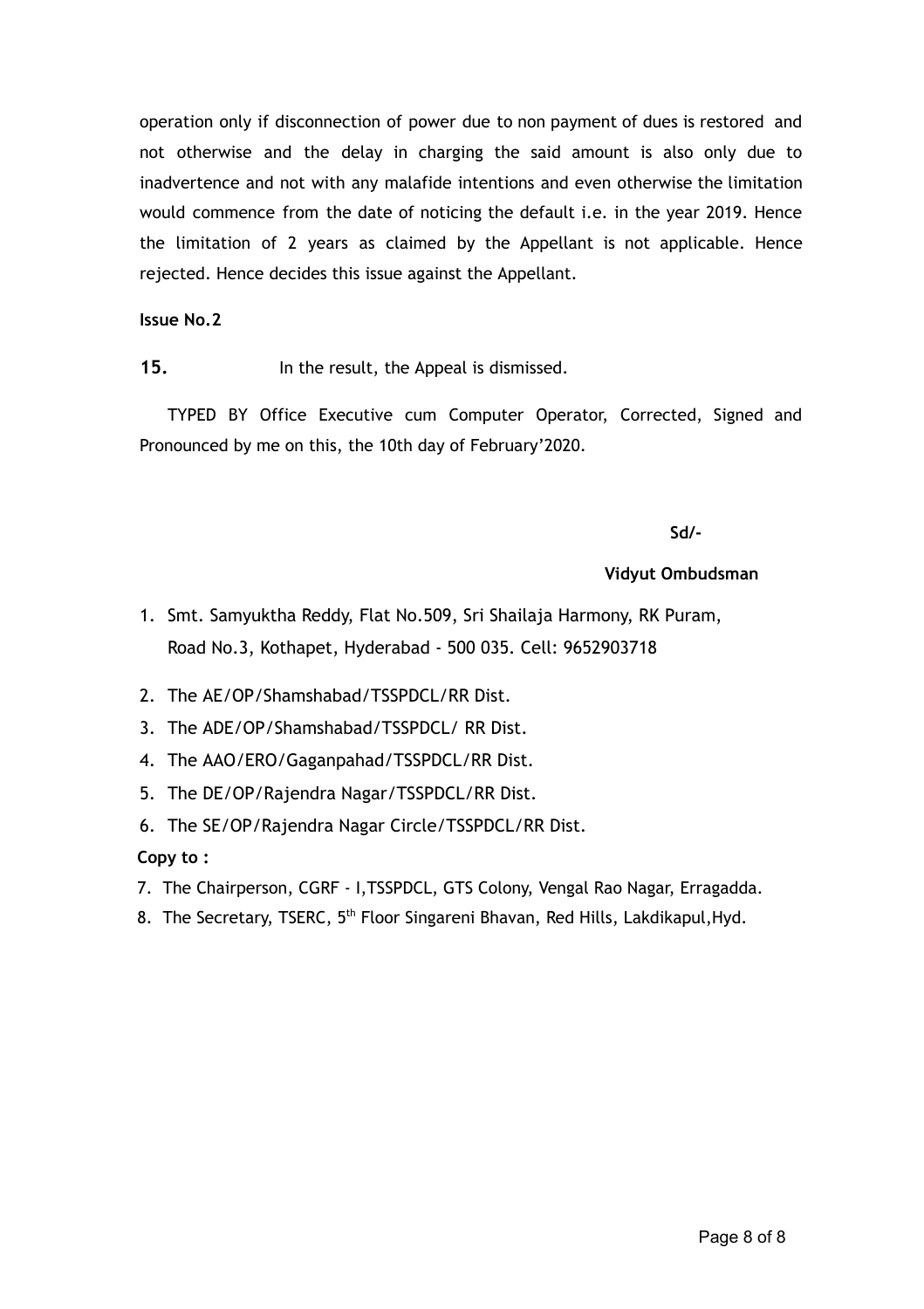operation only if disconnection of power due to non payment of dues is restored and not otherwise and the delay in charging the said amount is also only due to inadvertence and not with any malafide intentions and even otherwise the limitation would commence from the date of noticing the default i.e. in the year 2019. Hence the limitation of 2 years as claimed by the Appellant is not applicable. Hence rejected. Hence decides this issue against the Appellant.

**Issue No.2**

**15.** In the result, the Appeal is dismissed.

TYPED BY Office Executive cum Computer Operator, Corrected, Signed and Pronounced by me on this, the 10th day of February'2020.

**Sd/-**

**Vidyut Ombudsman**

1. Smt. Samyuktha Reddy, Flat No.509, Sri Shailaja Harmony, RK Puram, Road No.3, Kothapet, Hyderabad - 500 035. Cell: 9652903718
2. The AE/OP/Shamshabad/TSSPDCL/RR Dist.
3. The ADE/OP/Shamshabad/TSSPDCL/ RR Dist.
4. The AAO/ERO/Gaganpahad/TSSPDCL/RR Dist.
5. The DE/OP/Rajendra Nagar/TSSPDCL/RR Dist.
6. The SE/OP/Rajendra Nagar Circle/TSSPDCL/RR Dist.

**Copy to :**

7. The Chairperson, CGRF - I,TSSPDCL, GTS Colony, Vengal Rao Nagar, Erragadda.
8. The Secretary, TSERC, 5th Floor Singareni Bhavan, Red Hills, Lakdikapul,Hyd.